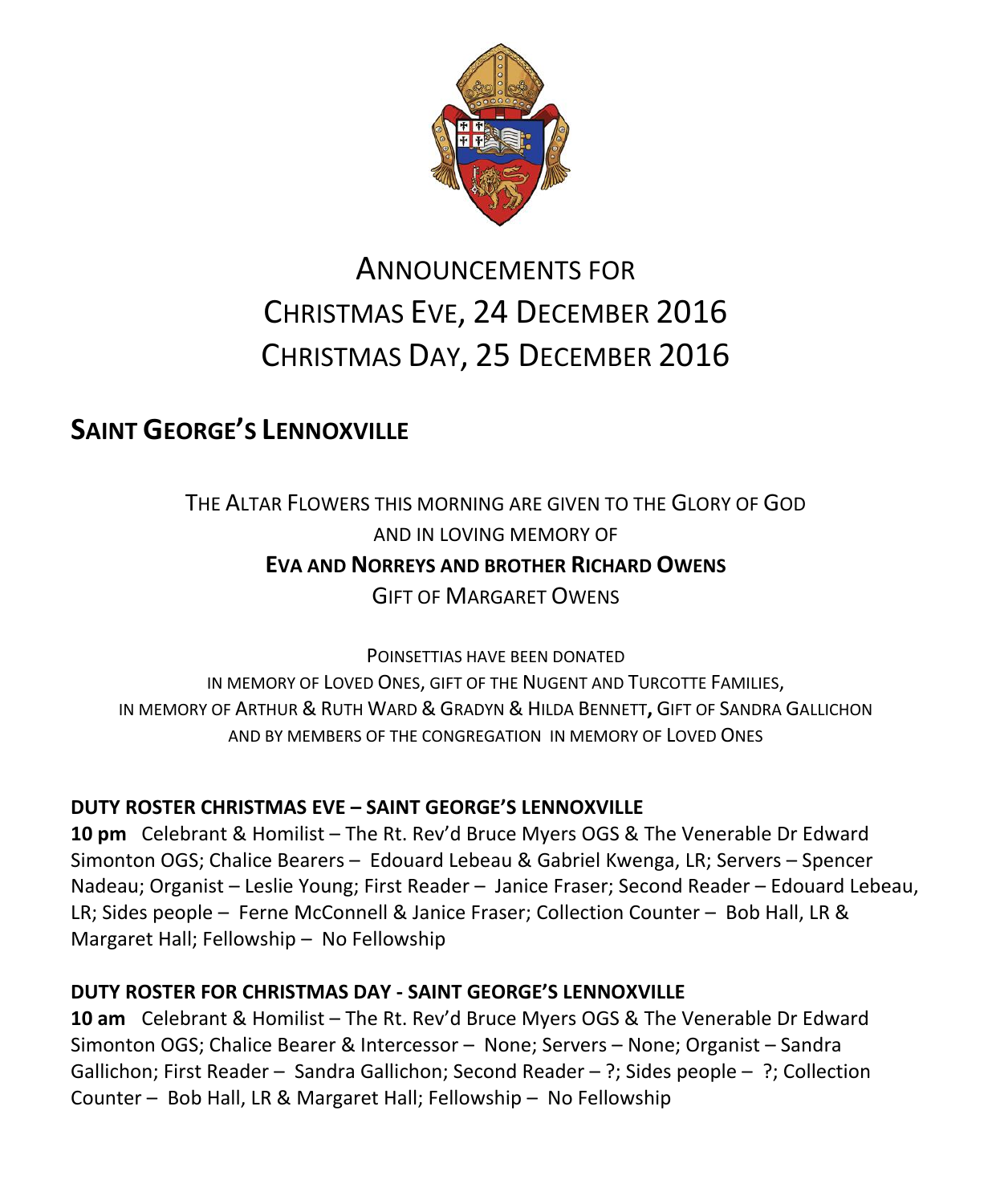# Announcements for Christmas Eve, 24 December 2016 Christmas Day, 25 December 2016

## Saint George's Lennoxville

The Altar Flowers this morning are given to the Glory of God
and in loving memory of
**Eva and Norreys and brother Richard Owens**
Gift of Margaret Owens

Poinsettias have been donated
in memory of Loved Ones, gift of the Nugent and Turcotte Families,
in memory of Arthur & Ruth Ward & Gradyn & Hilda Bennett, Gift of Sandra Gallichon
and by members of the congregation in memory of Loved Ones

**DUTY ROSTER CHRISTMAS EVE – SAINT GEORGE'S LENNOXVILLE**

**10 pm** Celebrant & Homilist – The Rt. Rev'd Bruce Myers OGS & The Venerable Dr Edward Simonton OGS; Chalice Bearers – Edouard Lebeau & Gabriel Kwenga, LR; Servers – Spencer Nadeau; Organist – Leslie Young; First Reader – Janice Fraser; Second Reader – Edouard Lebeau, LR; Sides people – Ferne McConnell & Janice Fraser; Collection Counter – Bob Hall, LR & Margaret Hall; Fellowship – No Fellowship

**DUTY ROSTER FOR CHRISTMAS DAY - SAINT GEORGE'S LENNOXVILLE**

**10 am** Celebrant & Homilist – The Rt. Rev'd Bruce Myers OGS & The Venerable Dr Edward Simonton OGS; Chalice Bearer & Intercessor – None; Servers – None; Organist – Sandra Gallichon; First Reader – Sandra Gallichon; Second Reader – ?; Sides people – ?; Collection Counter – Bob Hall, LR & Margaret Hall; Fellowship – No Fellowship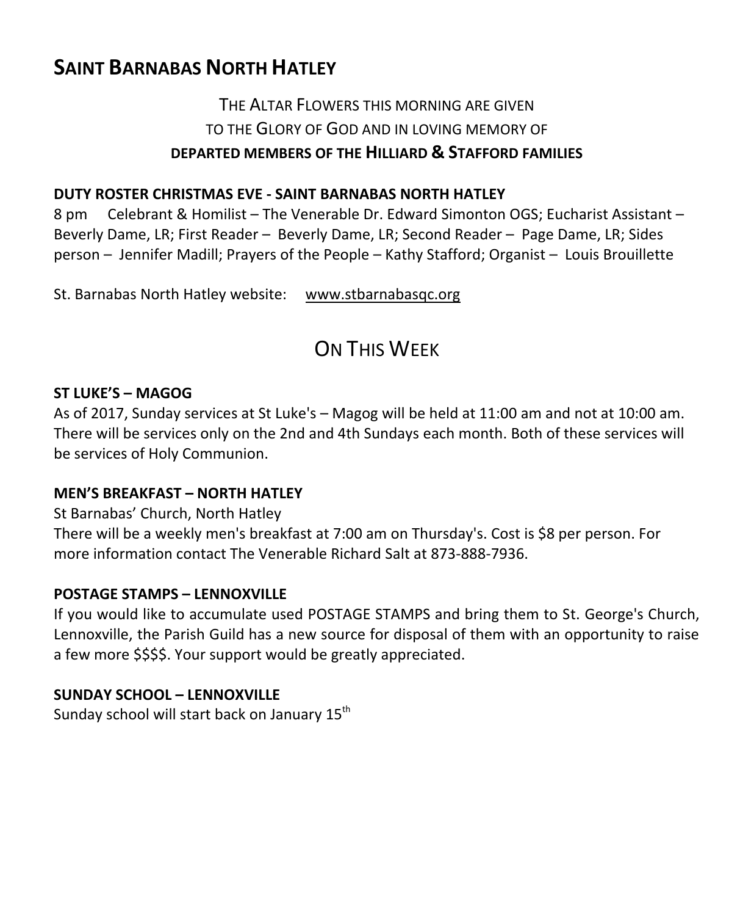## SAINT BARNABAS NORTH HATLEY

THE ALTAR FLOWERS THIS MORNING ARE GIVEN
TO THE GLORY OF GOD AND IN LOVING MEMORY OF
**DEPARTED MEMBERS OF THE HILLIARD & STAFFORD FAMILIES**

**DUTY ROSTER CHRISTMAS EVE - SAINT BARNABAS NORTH HATLEY**

8 pm Celebrant & Homilist – The Venerable Dr. Edward Simonton OGS; Eucharist Assistant – Beverly Dame, LR; First Reader – Beverly Dame, LR; Second Reader – Page Dame, LR; Sides person – Jennifer Madill; Prayers of the People – Kathy Stafford; Organist – Louis Brouillette

St. Barnabas North Hatley website: www.stbarnabasqc.org

## ON THIS WEEK

**ST LUKE'S – MAGOG**

As of 2017, Sunday services at St Luke's – Magog will be held at 11:00 am and not at 10:00 am. There will be services only on the 2nd and 4th Sundays each month. Both of these services will be services of Holy Communion.

**MEN'S BREAKFAST – NORTH HATLEY**

St Barnabas' Church, North Hatley
There will be a weekly men's breakfast at 7:00 am on Thursday's. Cost is $8 per person. For more information contact The Venerable Richard Salt at 873-888-7936.

**POSTAGE STAMPS – LENNOXVILLE**

If you would like to accumulate used POSTAGE STAMPS and bring them to St. George's Church, Lennoxville, the Parish Guild has a new source for disposal of them with an opportunity to raise a few more $$$$. Your support would be greatly appreciated.

**SUNDAY SCHOOL – LENNOXVILLE**

Sunday school will start back on January 15th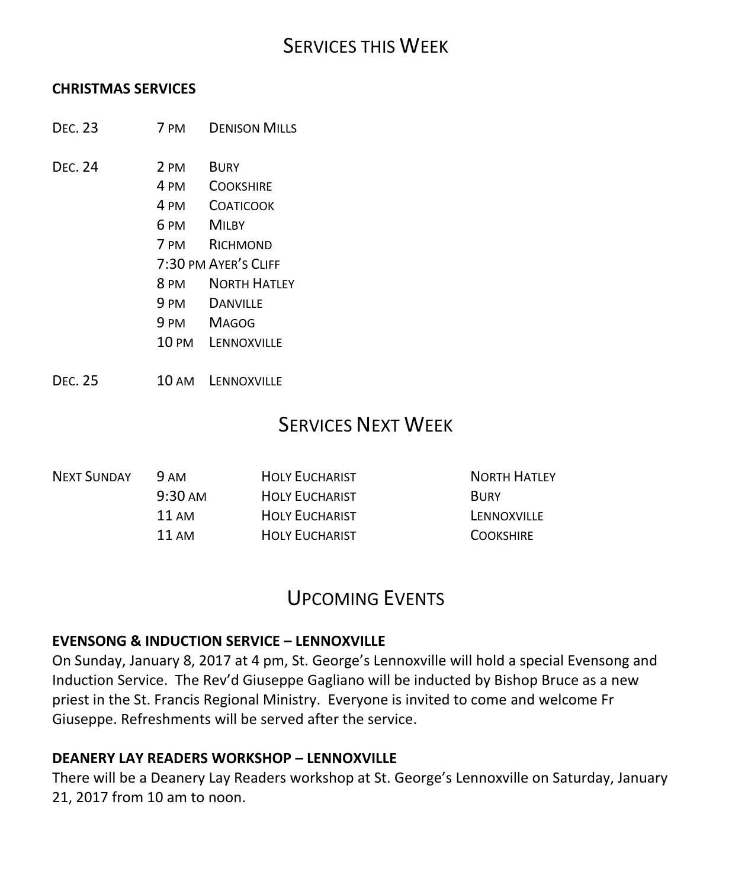# Services this Week

**CHRISTMAS SERVICES**

| | | |
|---|---|---|
| Dec. 23 | 7 pm | Denison Mills |
| Dec. 24 | 2 pm | Bury |
| | 4 pm | Cookshire |
| | 4 pm | Coaticook |
| | 6 pm | Milby |
| | 7 pm | Richmond |
| | 7:30 pm | Ayer's Cliff |
| | 8 pm | North Hatley |
| | 9 pm | Danville |
| | 9 pm | Magog |
| | 10 pm | Lennoxville |
| Dec. 25 | 10 am | Lennoxville |

# Services Next Week

| | | | |
|---|---|---|---|
| Next Sunday | 9 am | Holy Eucharist | North Hatley |
| | 9:30 am | Holy Eucharist | Bury |
| | 11 am | Holy Eucharist | Lennoxville |
| | 11 am | Holy Eucharist | Cookshire |

# Upcoming Events

**EVENSONG & INDUCTION SERVICE – LENNOXVILLE**

On Sunday, January 8, 2017 at 4 pm, St. George's Lennoxville will hold a special Evensong and Induction Service. The Rev'd Giuseppe Gagliano will be inducted by Bishop Bruce as a new priest in the St. Francis Regional Ministry. Everyone is invited to come and welcome Fr Giuseppe. Refreshments will be served after the service.

**DEANERY LAY READERS WORKSHOP – LENNOXVILLE**

There will be a Deanery Lay Readers workshop at St. George's Lennoxville on Saturday, January 21, 2017 from 10 am to noon.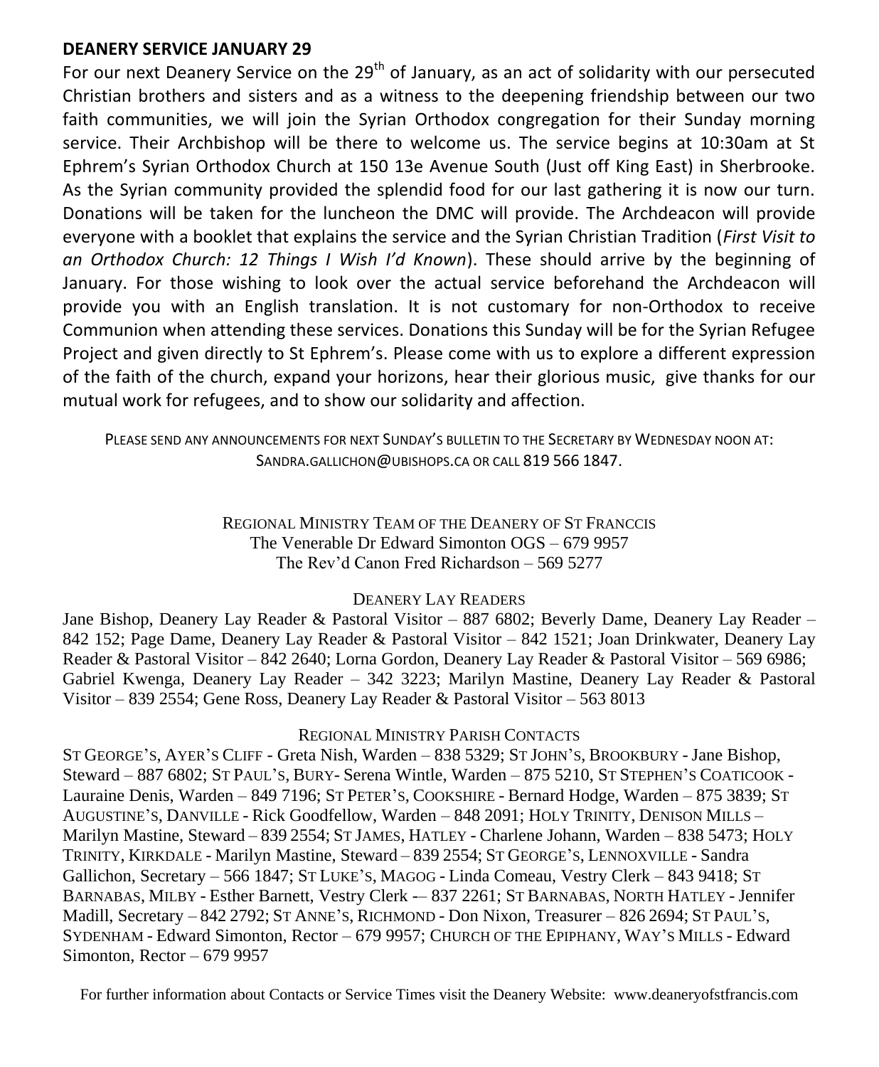**DEANERY SERVICE JANUARY 29**

For our next Deanery Service on the 29th of January, as an act of solidarity with our persecuted Christian brothers and sisters and as a witness to the deepening friendship between our two faith communities, we will join the Syrian Orthodox congregation for their Sunday morning service. Their Archbishop will be there to welcome us. The service begins at 10:30am at St Ephrem's Syrian Orthodox Church at 150 13e Avenue South (Just off King East) in Sherbrooke. As the Syrian community provided the splendid food for our last gathering it is now our turn. Donations will be taken for the luncheon the DMC will provide. The Archdeacon will provide everyone with a booklet that explains the service and the Syrian Christian Tradition (*First Visit to an Orthodox Church: 12 Things I Wish I'd Known*). These should arrive by the beginning of January. For those wishing to look over the actual service beforehand the Archdeacon will provide you with an English translation. It is not customary for non-Orthodox to receive Communion when attending these services. Donations this Sunday will be for the Syrian Refugee Project and given directly to St Ephrem's. Please come with us to explore a different expression of the faith of the church, expand your horizons, hear their glorious music, give thanks for our mutual work for refugees, and to show our solidarity and affection.

PLEASE SEND ANY ANNOUNCEMENTS FOR NEXT SUNDAY'S BULLETIN TO THE SECRETARY BY WEDNESDAY NOON AT: SANDRA.GALLICHON@UBISHOPS.CA OR CALL 819 566 1847.

REGIONAL MINISTRY TEAM OF THE DEANERY OF ST FRANCCIS
The Venerable Dr Edward Simonton OGS – 679 9957
The Rev'd Canon Fred Richardson – 569 5277

DEANERY LAY READERS

Jane Bishop, Deanery Lay Reader & Pastoral Visitor – 887 6802; Beverly Dame, Deanery Lay Reader – 842 152; Page Dame, Deanery Lay Reader & Pastoral Visitor – 842 1521; Joan Drinkwater, Deanery Lay Reader & Pastoral Visitor – 842 2640; Lorna Gordon, Deanery Lay Reader & Pastoral Visitor – 569 6986; Gabriel Kwenga, Deanery Lay Reader – 342 3223; Marilyn Mastine, Deanery Lay Reader & Pastoral Visitor – 839 2554; Gene Ross, Deanery Lay Reader & Pastoral Visitor – 563 8013

REGIONAL MINISTRY PARISH CONTACTS

ST GEORGE'S, AYER'S CLIFF - Greta Nish, Warden – 838 5329; ST JOHN'S, BROOKBURY - Jane Bishop, Steward – 887 6802; ST PAUL'S, BURY- Serena Wintle, Warden – 875 5210, ST STEPHEN'S COATICOOK - Lauraine Denis, Warden – 849 7196; ST PETER'S, COOKSHIRE - Bernard Hodge, Warden – 875 3839; ST AUGUSTINE'S, DANVILLE - Rick Goodfellow, Warden – 848 2091; HOLY TRINITY, DENISON MILLS – Marilyn Mastine, Steward – 839 2554; ST JAMES, HATLEY - Charlene Johann, Warden – 838 5473; HOLY TRINITY, KIRKDALE - Marilyn Mastine, Steward – 839 2554; ST GEORGE'S, LENNOXVILLE - Sandra Gallichon, Secretary – 566 1847; ST LUKE'S, MAGOG - Linda Comeau, Vestry Clerk – 843 9418; ST BARNABAS, MILBY - Esther Barnett, Vestry Clerk -– 837 2261; ST BARNABAS, NORTH HATLEY - Jennifer Madill, Secretary – 842 2792; ST ANNE'S, RICHMOND - Don Nixon, Treasurer – 826 2694; ST PAUL'S, SYDENHAM - Edward Simonton, Rector – 679 9957; CHURCH OF THE EPIPHANY, WAY'S MILLS - Edward Simonton, Rector – 679 9957

For further information about Contacts or Service Times visit the Deanery Website: www.deaneryofstfrancis.com